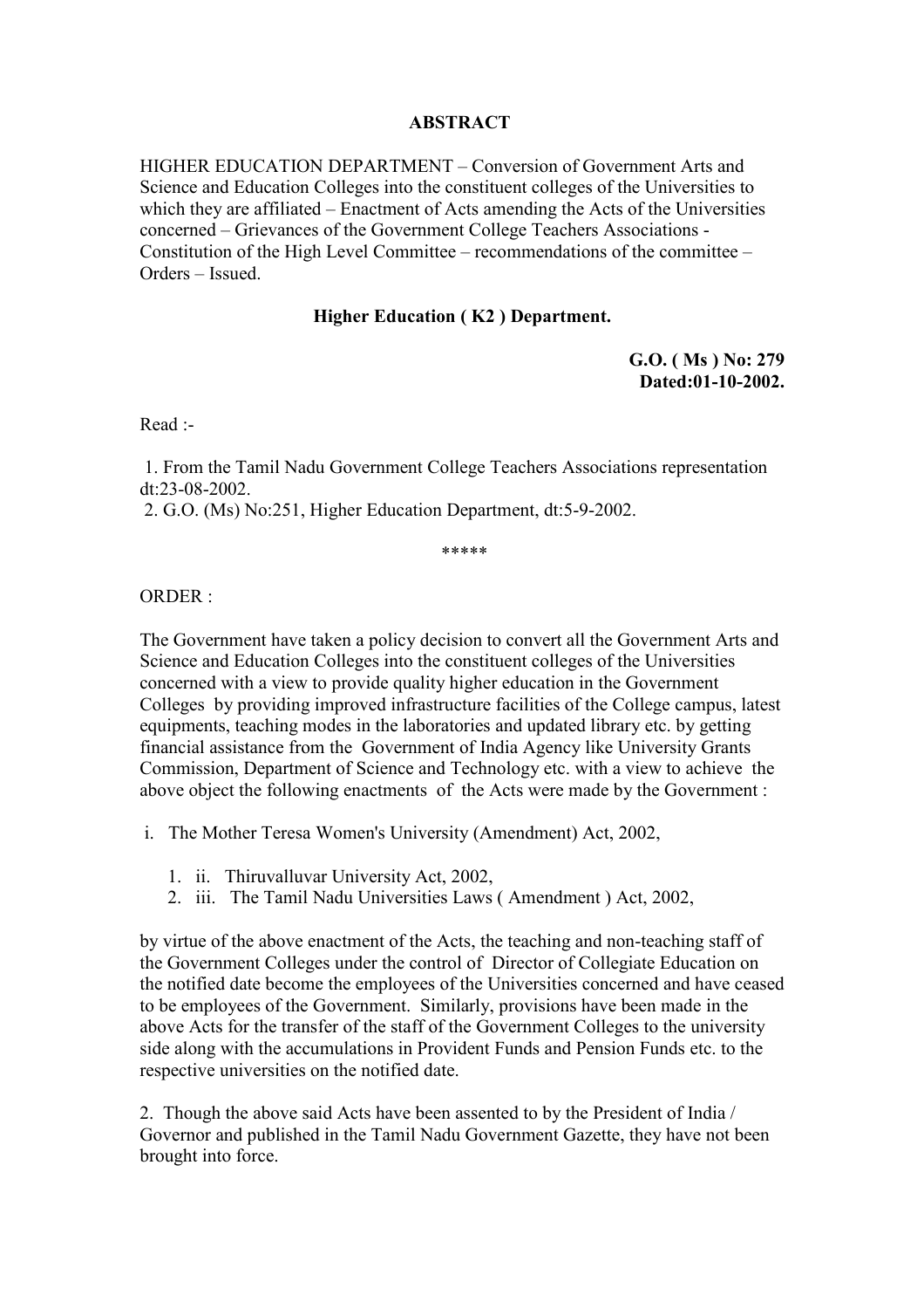**ABSTRACT**

HIGHER EDUCATION DEPARTMENT – Conversion of Government Arts and Science and Education Colleges into the constituent colleges of the Universities to which they are affiliated – Enactment of Acts amending the Acts of the Universities concerned – Grievances of the Government College Teachers Associations - Constitution of the High Level Committee – recommendations of the committee – Orders – Issued.

**Higher Education ( K2 ) Department.**

**G.O. ( Ms ) No: 279**
**Dated:01-10-2002.**

Read :-

1. From the Tamil Nadu Government College Teachers Associations representation dt:23-08-2002.
2. G.O. (Ms) No:251, Higher Education Department, dt:5-9-2002.

\*\*\*\*\*

ORDER :

The Government have taken a policy decision to convert all the Government Arts and Science and Education Colleges into the constituent colleges of the Universities concerned with a view to provide quality higher education in the Government Colleges by providing improved infrastructure facilities of the College campus, latest equipments, teaching modes in the laboratories and updated library etc. by getting financial assistance from the Government of India Agency like University Grants Commission, Department of Science and Technology etc. with a view to achieve the above object the following enactments of the Acts were made by the Government :

i. The Mother Teresa Women's University (Amendment) Act, 2002,

1. ii. Thiruvalluvar University Act, 2002,
2. iii. The Tamil Nadu Universities Laws ( Amendment ) Act, 2002,

by virtue of the above enactment of the Acts, the teaching and non-teaching staff of the Government Colleges under the control of Director of Collegiate Education on the notified date become the employees of the Universities concerned and have ceased to be employees of the Government. Similarly, provisions have been made in the above Acts for the transfer of the staff of the Government Colleges to the university side along with the accumulations in Provident Funds and Pension Funds etc. to the respective universities on the notified date.

2. Though the above said Acts have been assented to by the President of India / Governor and published in the Tamil Nadu Government Gazette, they have not been brought into force.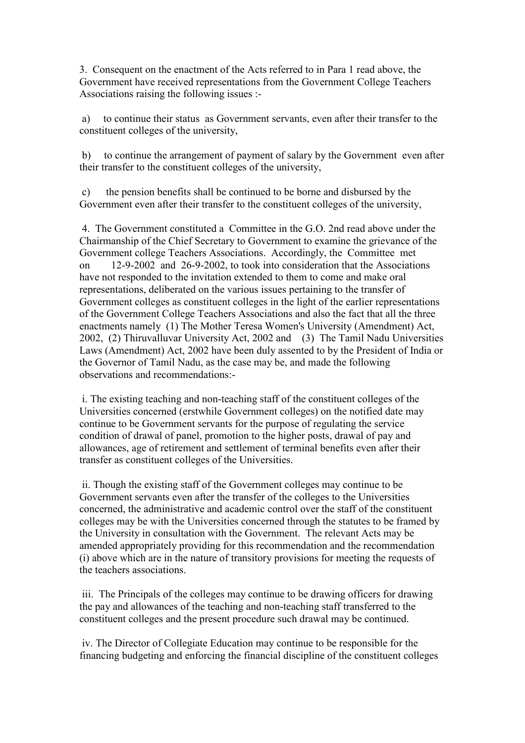3. Consequent on the enactment of the Acts referred to in Para 1 read above, the Government have received representations from the Government College Teachers Associations raising the following issues :-

a) to continue their status as Government servants, even after their transfer to the constituent colleges of the university,

b) to continue the arrangement of payment of salary by the Government even after their transfer to the constituent colleges of the university,

c) the pension benefits shall be continued to be borne and disbursed by the Government even after their transfer to the constituent colleges of the university,

4. The Government constituted a Committee in the G.O. 2nd read above under the Chairmanship of the Chief Secretary to Government to examine the grievance of the Government college Teachers Associations. Accordingly, the Committee met on 12-9-2002 and 26-9-2002, to took into consideration that the Associations have not responded to the invitation extended to them to come and make oral representations, deliberated on the various issues pertaining to the transfer of Government colleges as constituent colleges in the light of the earlier representations of the Government College Teachers Associations and also the fact that all the three enactments namely (1) The Mother Teresa Women's University (Amendment) Act, 2002, (2) Thiruvalluvar University Act, 2002 and (3) The Tamil Nadu Universities Laws (Amendment) Act, 2002 have been duly assented to by the President of India or the Governor of Tamil Nadu, as the case may be, and made the following observations and recommendations:-

i. The existing teaching and non-teaching staff of the constituent colleges of the Universities concerned (erstwhile Government colleges) on the notified date may continue to be Government servants for the purpose of regulating the service condition of drawal of panel, promotion to the higher posts, drawal of pay and allowances, age of retirement and settlement of terminal benefits even after their transfer as constituent colleges of the Universities.

ii. Though the existing staff of the Government colleges may continue to be Government servants even after the transfer of the colleges to the Universities concerned, the administrative and academic control over the staff of the constituent colleges may be with the Universities concerned through the statutes to be framed by the University in consultation with the Government. The relevant Acts may be amended appropriately providing for this recommendation and the recommendation (i) above which are in the nature of transitory provisions for meeting the requests of the teachers associations.

iii. The Principals of the colleges may continue to be drawing officers for drawing the pay and allowances of the teaching and non-teaching staff transferred to the constituent colleges and the present procedure such drawal may be continued.

iv. The Director of Collegiate Education may continue to be responsible for the financing budgeting and enforcing the financial discipline of the constituent colleges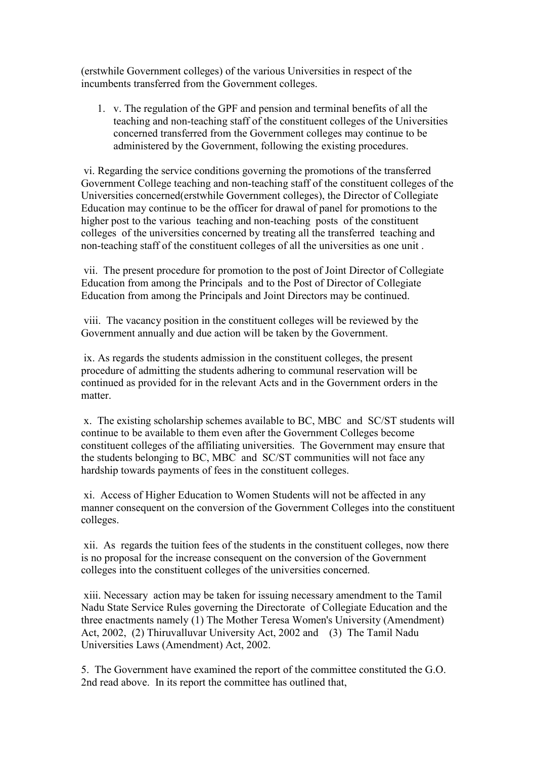(erstwhile Government colleges) of the various Universities in respect of the incumbents transferred from the Government colleges.

1. v. The regulation of the GPF and pension and terminal benefits of all the teaching and non-teaching staff of the constituent colleges of the Universities concerned transferred from the Government colleges may continue to be administered by the Government, following the existing procedures.

vi. Regarding the service conditions governing the promotions of the transferred Government College teaching and non-teaching staff of the constituent colleges of the Universities concerned(erstwhile Government colleges), the Director of Collegiate Education may continue to be the officer for drawal of panel for promotions to the higher post to the various teaching and non-teaching posts of the constituent colleges of the universities concerned by treating all the transferred teaching and non-teaching staff of the constituent colleges of all the universities as one unit .

vii. The present procedure for promotion to the post of Joint Director of Collegiate Education from among the Principals and to the Post of Director of Collegiate Education from among the Principals and Joint Directors may be continued.

viii. The vacancy position in the constituent colleges will be reviewed by the Government annually and due action will be taken by the Government.

ix. As regards the students admission in the constituent colleges, the present procedure of admitting the students adhering to communal reservation will be continued as provided for in the relevant Acts and in the Government orders in the matter.

x. The existing scholarship schemes available to BC, MBC and SC/ST students will continue to be available to them even after the Government Colleges become constituent colleges of the affiliating universities. The Government may ensure that the students belonging to BC, MBC and SC/ST communities will not face any hardship towards payments of fees in the constituent colleges.

xi. Access of Higher Education to Women Students will not be affected in any manner consequent on the conversion of the Government Colleges into the constituent colleges.

xii. As regards the tuition fees of the students in the constituent colleges, now there is no proposal for the increase consequent on the conversion of the Government colleges into the constituent colleges of the universities concerned.

xiii. Necessary action may be taken for issuing necessary amendment to the Tamil Nadu State Service Rules governing the Directorate of Collegiate Education and the three enactments namely (1) The Mother Teresa Women's University (Amendment) Act, 2002, (2) Thiruvalluvar University Act, 2002 and (3) The Tamil Nadu Universities Laws (Amendment) Act, 2002.

5. The Government have examined the report of the committee constituted the G.O. 2nd read above. In its report the committee has outlined that,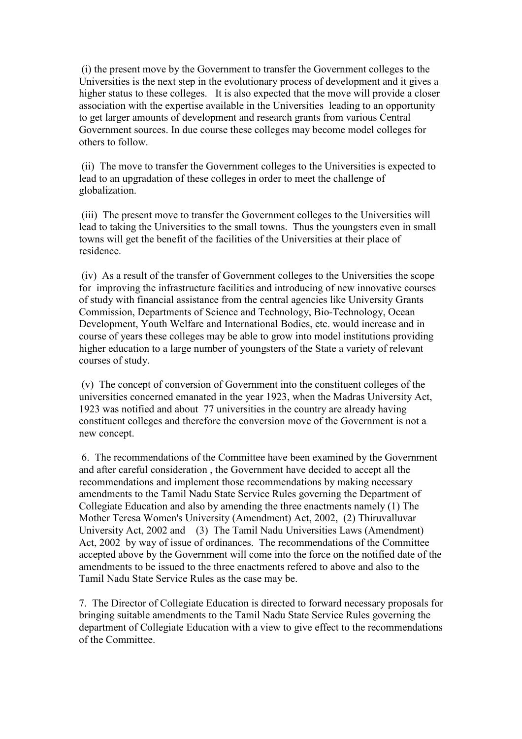(i) the present move by the Government to transfer the Government colleges to the Universities is the next step in the evolutionary process of development and it gives a higher status to these colleges. It is also expected that the move will provide a closer association with the expertise available in the Universities leading to an opportunity to get larger amounts of development and research grants from various Central Government sources. In due course these colleges may become model colleges for others to follow.

(ii) The move to transfer the Government colleges to the Universities is expected to lead to an upgradation of these colleges in order to meet the challenge of globalization.

(iii) The present move to transfer the Government colleges to the Universities will lead to taking the Universities to the small towns. Thus the youngsters even in small towns will get the benefit of the facilities of the Universities at their place of residence.

(iv) As a result of the transfer of Government colleges to the Universities the scope for improving the infrastructure facilities and introducing of new innovative courses of study with financial assistance from the central agencies like University Grants Commission, Departments of Science and Technology, Bio-Technology, Ocean Development, Youth Welfare and International Bodies, etc. would increase and in course of years these colleges may be able to grow into model institutions providing higher education to a large number of youngsters of the State a variety of relevant courses of study.

(v) The concept of conversion of Government into the constituent colleges of the universities concerned emanated in the year 1923, when the Madras University Act, 1923 was notified and about 77 universities in the country are already having constituent colleges and therefore the conversion move of the Government is not a new concept.

6. The recommendations of the Committee have been examined by the Government and after careful consideration , the Government have decided to accept all the recommendations and implement those recommendations by making necessary amendments to the Tamil Nadu State Service Rules governing the Department of Collegiate Education and also by amending the three enactments namely (1) The Mother Teresa Women's University (Amendment) Act, 2002, (2) Thiruvalluvar University Act, 2002 and (3) The Tamil Nadu Universities Laws (Amendment) Act, 2002 by way of issue of ordinances. The recommendations of the Committee accepted above by the Government will come into the force on the notified date of the amendments to be issued to the three enactments refered to above and also to the Tamil Nadu State Service Rules as the case may be.

7. The Director of Collegiate Education is directed to forward necessary proposals for bringing suitable amendments to the Tamil Nadu State Service Rules governing the department of Collegiate Education with a view to give effect to the recommendations of the Committee.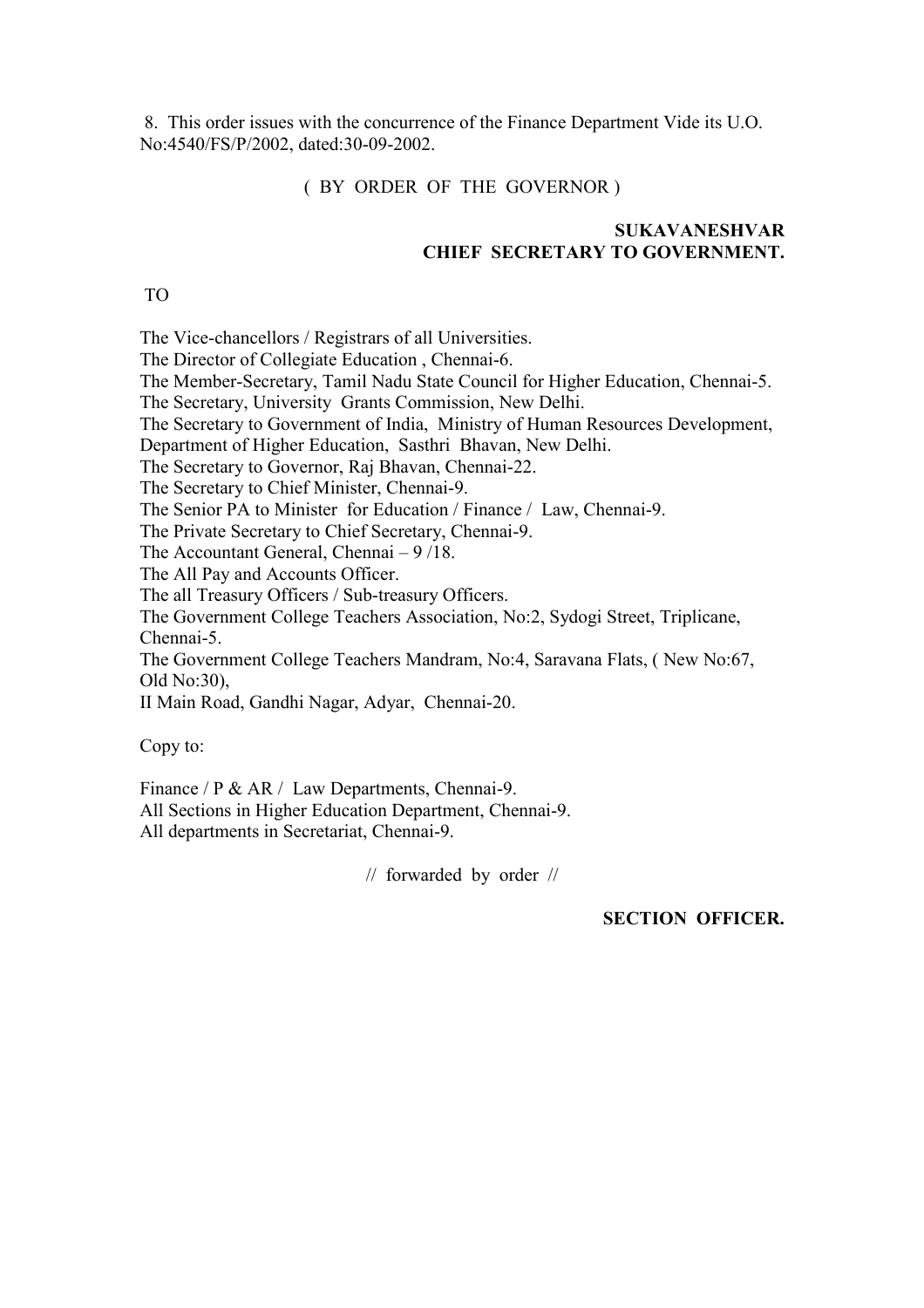8. This order issues with the concurrence of the Finance Department Vide its U.O. No:4540/FS/P/2002, dated:30-09-2002.

( BY ORDER OF THE GOVERNOR )

**SUKAVANESHVAR**
**CHIEF SECRETARY TO GOVERNMENT.**

TO

The Vice-chancellors / Registrars of all Universities.
The Director of Collegiate Education , Chennai-6.
The Member-Secretary, Tamil Nadu State Council for Higher Education, Chennai-5.
The Secretary, University Grants Commission, New Delhi.
The Secretary to Government of India, Ministry of Human Resources Development, Department of Higher Education, Sasthri Bhavan, New Delhi.
The Secretary to Governor, Raj Bhavan, Chennai-22.
The Secretary to Chief Minister, Chennai-9.
The Senior PA to Minister for Education / Finance / Law, Chennai-9.
The Private Secretary to Chief Secretary, Chennai-9.
The Accountant General, Chennai – 9 /18.
The All Pay and Accounts Officer.
The all Treasury Officers / Sub-treasury Officers.
The Government College Teachers Association, No:2, Sydogi Street, Triplicane, Chennai-5.
The Government College Teachers Mandram, No:4, Saravana Flats, ( New No:67, Old No:30),
II Main Road, Gandhi Nagar, Adyar, Chennai-20.

Copy to:

Finance / P & AR / Law Departments, Chennai-9.
All Sections in Higher Education Department, Chennai-9.
All departments in Secretariat, Chennai-9.

// forwarded by order //

**SECTION OFFICER.**